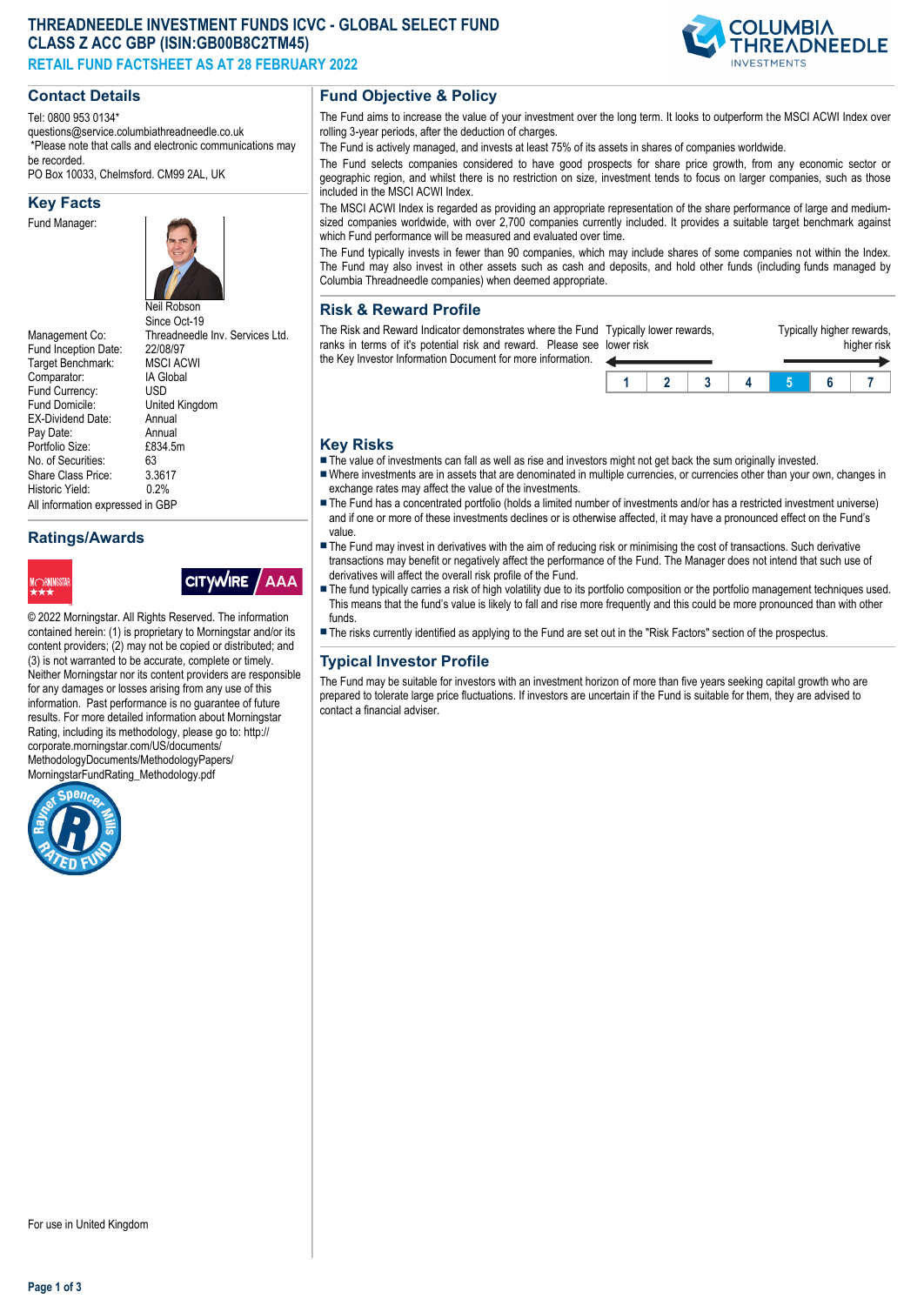# THREADNEEDLE INVESTMENT FUNDS ICVC - GLOBAL SELECT FUND CLASS Z ACC GBP (ISIN:GB00B8C2TM45)

## RETAIL FUND FACTSHEET AS AT 28 FEBRUARY 2022

## Contact Details

Tel: 0800 953 0134*
questions@service.columbiathreadneedle.co.uk
*Please note that calls and electronic communications may be recorded.
PO Box 10033, Chelmsford. CM99 2AL, UK

## Key Facts

| | |
|---|---|
| Fund Manager: | Neil Robson<br>Since Oct-19 |
| Management Co: | Threadneedle Inv. Services Ltd. |
| Fund Inception Date: | 22/08/97 |
| Target Benchmark: | MSCI ACWI |
| Comparator: | IA Global |
| Fund Currency: | USD |
| Fund Domicile: | United Kingdom |
| EX-Dividend Date: | Annual |
| Pay Date: | Annual |
| Portfolio Size: | £834.5m |
| No. of Securities: | 63 |
| Share Class Price: | 3.3617 |
| Historic Yield: | 0.2% |

All information expressed in GBP

## Ratings/Awards

MORNINGSTAR ★★★

CITYWIRE AAA

© 2022 Morningstar. All Rights Reserved. The information contained herein: (1) is proprietary to Morningstar and/or its content providers; (2) may not be copied or distributed; and (3) is not warranted to be accurate, complete or timely. Neither Morningstar nor its content providers are responsible for any damages or losses arising from any use of this information. Past performance is no guarantee of future results. For more detailed information about Morningstar Rating, including its methodology, please go to: http://corporate.morningstar.com/US/documents/MethodologyDocuments/MethodologyPapers/MorningstarFundRating_Methodology.pdf

Rayner Spencer Mills RATED FUND

## Fund Objective & Policy

The Fund aims to increase the value of your investment over the long term. It looks to outperform the MSCI ACWI Index over rolling 3-year periods, after the deduction of charges.

The Fund is actively managed, and invests at least 75% of its assets in shares of companies worldwide.

The Fund selects companies considered to have good prospects for share price growth, from any economic sector or geographic region, and whilst there is no restriction on size, investment tends to focus on larger companies, such as those included in the MSCI ACWI Index.

The MSCI ACWI Index is regarded as providing an appropriate representation of the share performance of large and medium-sized companies worldwide, with over 2,700 companies currently included. It provides a suitable target benchmark against which Fund performance will be measured and evaluated over time.

The Fund typically invests in fewer than 90 companies, which may include shares of some companies not within the Index. The Fund may also invest in other assets such as cash and deposits, and hold other funds (including funds managed by Columbia Threadneedle companies) when deemed appropriate.

## Risk & Reward Profile

The Risk and Reward Indicator demonstrates where the Fund ranks in terms of it's potential risk and reward. Please see the Key Investor Information Document for more information.

Typically lower rewards, lower risk — Typically higher rewards, higher risk

| 1 | 2 | 3 | 4 | **5** | 6 | 7 |
|---|---|---|---|---|---|---|

## Key Risks

- The value of investments can fall as well as rise and investors might not get back the sum originally invested.
- Where investments are in assets that are denominated in multiple currencies, or currencies other than your own, changes in exchange rates may affect the value of the investments.
- The Fund has a concentrated portfolio (holds a limited number of investments and/or has a restricted investment universe) and if one or more of these investments declines or is otherwise affected, it may have a pronounced effect on the Fund's value.
- The Fund may invest in derivatives with the aim of reducing risk or minimising the cost of transactions. Such derivative transactions may benefit or negatively affect the performance of the Fund. The Manager does not intend that such use of derivatives will affect the overall risk profile of the Fund.
- The fund typically carries a risk of high volatility due to its portfolio composition or the portfolio management techniques used. This means that the fund's value is likely to fall and rise more frequently and this could be more pronounced than with other funds.
- The risks currently identified as applying to the Fund are set out in the "Risk Factors" section of the prospectus.

## Typical Investor Profile

The Fund may be suitable for investors with an investment horizon of more than five years seeking capital growth who are prepared to tolerate large price fluctuations. If investors are uncertain if the Fund is suitable for them, they are advised to contact a financial adviser.

For use in United Kingdom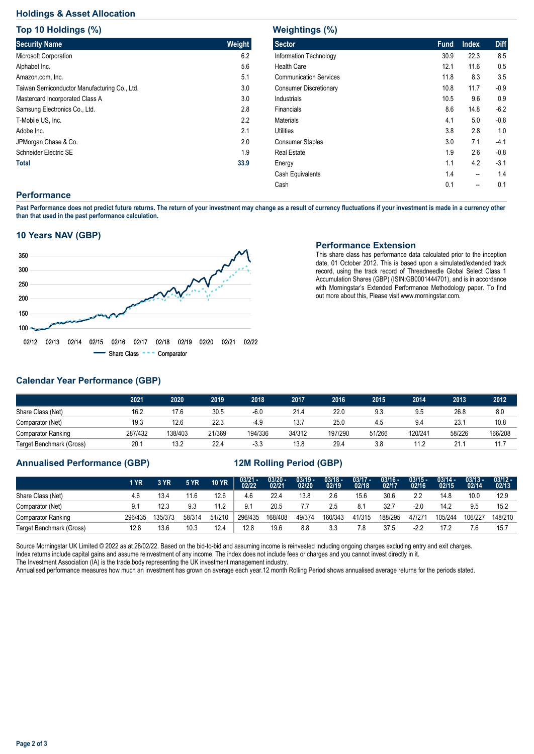## Holdings & Asset Allocation

### Top 10 Holdings (%)

| Security Name | Weight |
|---|---|
| Microsoft Corporation | 6.2 |
| Alphabet Inc. | 5.6 |
| Amazon.com, Inc. | 5.1 |
| Taiwan Semiconductor Manufacturing Co., Ltd. | 3.0 |
| Mastercard Incorporated Class A | 3.0 |
| Samsung Electronics Co., Ltd. | 2.8 |
| T-Mobile US, Inc. | 2.2 |
| Adobe Inc. | 2.1 |
| JPMorgan Chase & Co. | 2.0 |
| Schneider Electric SE | 1.9 |
| **Total** | **33.9** |

### Weightings (%)

| Sector | Fund | Index | Diff |
|---|---|---|---|
| Information Technology | 30.9 | 22.3 | 8.5 |
| Health Care | 12.1 | 11.6 | 0.5 |
| Communication Services | 11.8 | 8.3 | 3.5 |
| Consumer Discretionary | 10.8 | 11.7 | -0.9 |
| Industrials | 10.5 | 9.6 | 0.9 |
| Financials | 8.6 | 14.8 | -6.2 |
| Materials | 4.1 | 5.0 | -0.8 |
| Utilities | 3.8 | 2.8 | 1.0 |
| Consumer Staples | 3.0 | 7.1 | -4.1 |
| Real Estate | 1.9 | 2.6 | -0.8 |
| Energy | 1.1 | 4.2 | -3.1 |
| Cash Equivalents | 1.4 | -- | 1.4 |
| Cash | 0.1 | -- | 0.1 |

## Performance

**Past Performance does not predict future returns. The return of your investment may change as a result of currency fluctuations if your investment is made in a currency other than that used in the past performance calculation.**

### 10 Years NAV (GBP)

### Performance Extension

This share class has performance data calculated prior to the inception date, 01 October 2012. This is based upon a simulated/extended track record, using the track record of Threadneedle Global Select Class 1 Accumulation Shares (GBP) (ISIN:GB0001444701), and is in accordance with Morningstar's Extended Performance Methodology paper. To find out more about this, Please visit www.morningstar.com.

### Calendar Year Performance (GBP)

| | 2021 | 2020 | 2019 | 2018 | 2017 | 2016 | 2015 | 2014 | 2013 | 2012 |
|---|---|---|---|---|---|---|---|---|---|---|
| Share Class (Net) | 16.2 | 17.6 | 30.5 | -6.0 | 21.4 | 22.0 | 9.3 | 9.5 | 26.8 | 8.0 |
| Comparator (Net) | 19.3 | 12.6 | 22.3 | -4.9 | 13.7 | 25.0 | 4.5 | 9.4 | 23.1 | 10.8 |
| Comparator Ranking | 287/432 | 138/403 | 21/369 | 194/336 | 34/312 | 197/290 | 51/266 | 120/241 | 58/226 | 166/208 |
| Target Benchmark (Gross) | 20.1 | 13.2 | 22.4 | -3.3 | 13.8 | 29.4 | 3.8 | 11.2 | 21.1 | 11.7 |

### Annualised Performance (GBP) / 12M Rolling Period (GBP)

| | 1 YR | 3 YR | 5 YR | 10 YR | 03/21 - 02/22 | 03/20 - 02/21 | 03/19 - 02/20 | 03/18 - 02/19 | 03/17 - 02/18 | 03/16 - 02/17 | 03/15 - 02/16 | 03/14 - 02/15 | 03/13 - 02/14 | 03/12 - 02/13 |
|---|---|---|---|---|---|---|---|---|---|---|---|---|---|---|
| Share Class (Net) | 4.6 | 13.4 | 11.6 | 12.6 | 4.6 | 22.4 | 13.8 | 2.6 | 15.6 | 30.6 | 2.2 | 14.8 | 10.0 | 12.9 |
| Comparator (Net) | 9.1 | 12.3 | 9.3 | 11.2 | 9.1 | 20.5 | 7.7 | 2.5 | 8.1 | 32.7 | -2.0 | 14.2 | 9.5 | 15.2 |
| Comparator Ranking | 296/435 | 135/373 | 58/314 | 51/210 | 296/435 | 168/408 | 49/374 | 160/343 | 41/315 | 188/295 | 47/271 | 105/244 | 106/227 | 148/210 |
| Target Benchmark (Gross) | 12.8 | 13.6 | 10.3 | 12.4 | 12.8 | 19.6 | 8.8 | 3.3 | 7.8 | 37.5 | -2.2 | 17.2 | 7.6 | 15.7 |

Source Morningstar UK Limited © 2022 as at 28/02/22. Based on the bid-to-bid and assuming income is reinvested including ongoing charges excluding entry and exit charges.
Index returns include capital gains and assume reinvestment of any income. The index does not include fees or charges and you cannot invest directly in it.
The Investment Association (IA) is the trade body representing the UK investment management industry.
Annualised performance measures how much an investment has grown on average each year.12 month Rolling Period shows annualised average returns for the periods stated.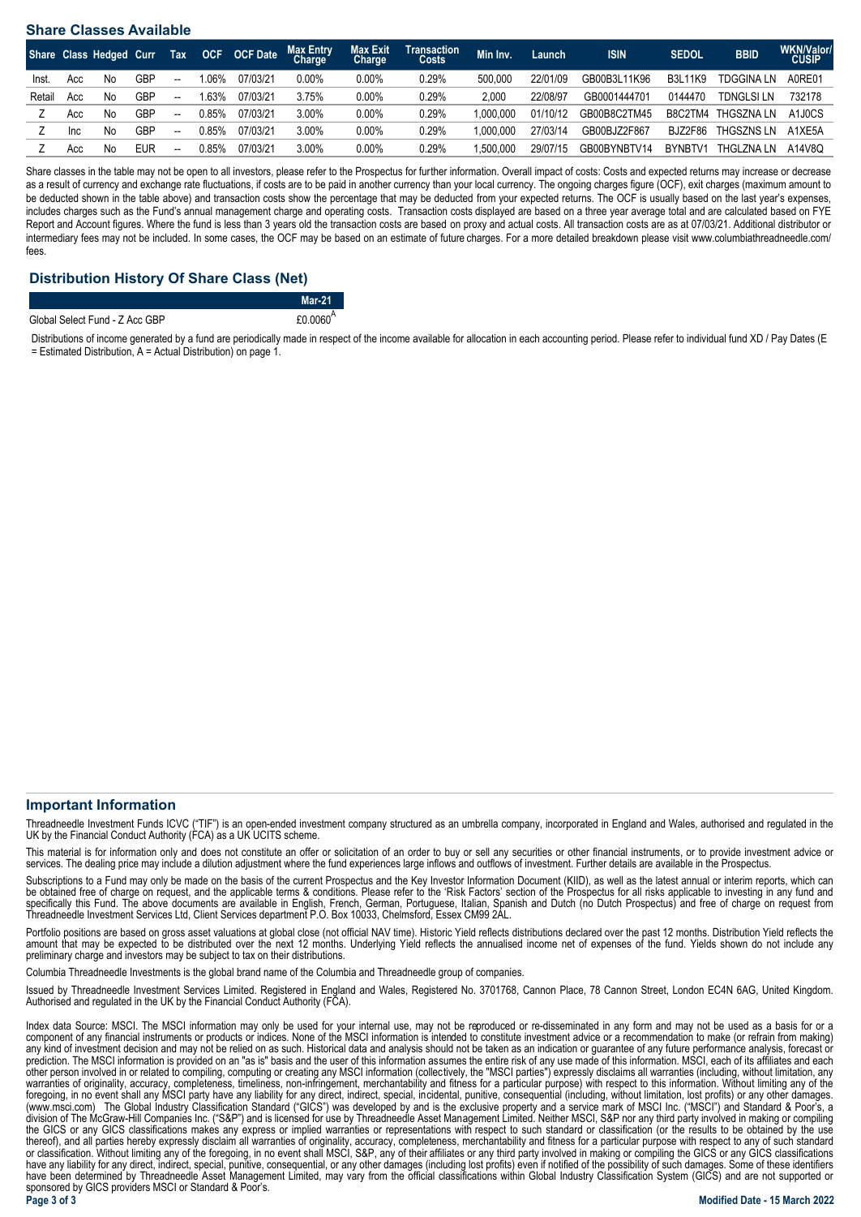## Share Classes Available

| Share | Class | Hedged | Curr | Tax | OCF | OCF Date | Max Entry Charge | Max Exit Charge | Transaction Costs | Min Inv. | Launch | ISIN | SEDOL | BBID | WKN/Valor/ CUSIP |
|---|---|---|---|---|---|---|---|---|---|---|---|---|---|---|---|
| Inst. | Acc | No | GBP | -- | 1.06% | 07/03/21 | 0.00% | 0.00% | 0.29% | 500,000 | 22/01/09 | GB00B3L11K96 | B3L11K9 | TDGGINA LN | A0RE01 |
| Retail | Acc | No | GBP | -- | 1.63% | 07/03/21 | 3.75% | 0.00% | 0.29% | 2,000 | 22/08/97 | GB0001444701 | 0144470 | TDNGLSI LN | 732178 |
| Z | Acc | No | GBP | -- | 0.85% | 07/03/21 | 3.00% | 0.00% | 0.29% | 1,000,000 | 01/10/12 | GB00B8C2TM45 | B8C2TM4 | THGSZNA LN | A1J0CS |
| Z | Inc | No | GBP | -- | 0.85% | 07/03/21 | 3.00% | 0.00% | 0.29% | 1,000,000 | 27/03/14 | GB00BJZ2F867 | BJZ2F86 | THGSZNS LN | A1XE5A |
| Z | Acc | No | EUR | -- | 0.85% | 07/03/21 | 3.00% | 0.00% | 0.29% | 1,500,000 | 29/07/15 | GB00BYNBTV14 | BYNBTV1 | THGLZNA LN | A14V8Q |

Share classes in the table may not be open to all investors, please refer to the Prospectus for further information. Overall impact of costs: Costs and expected returns may increase or decrease as a result of currency and exchange rate fluctuations, if costs are to be paid in another currency than your local currency. The ongoing charges figure (OCF), exit charges (maximum amount to be deducted shown in the table above) and transaction costs show the percentage that may be deducted from your expected returns. The OCF is usually based on the last year's expenses, includes charges such as the Fund's annual management charge and operating costs. Transaction costs displayed are based on a three year average total and are calculated based on FYE Report and Account figures. Where the fund is less than 3 years old the transaction costs are based on proxy and actual costs. All transaction costs are as at 07/03/21. Additional distributor or intermediary fees may not be included. In some cases, the OCF may be based on an estimate of future charges. For a more detailed breakdown please visit www.columbiathreadneedle.com/fees.

## Distribution History Of Share Class (Net)

| | Mar-21 |
|---|---|
| Global Select Fund - Z Acc GBP | £0.0060[A] |

Distributions of income generated by a fund are periodically made in respect of the income available for allocation in each accounting period. Please refer to individual fund XD / Pay Dates (E = Estimated Distribution, A = Actual Distribution) on page 1.

## Important Information

Threadneedle Investment Funds ICVC ("TIF") is an open-ended investment company structured as an umbrella company, incorporated in England and Wales, authorised and regulated in the UK by the Financial Conduct Authority (FCA) as a UK UCITS scheme.

This material is for information only and does not constitute an offer or solicitation of an order to buy or sell any securities or other financial instruments, or to provide investment advice or services. The dealing price may include a dilution adjustment where the fund experiences large inflows and outflows of investment. Further details are available in the Prospectus.

Subscriptions to a Fund may only be made on the basis of the current Prospectus and the Key Investor Information Document (KIID), as well as the latest annual or interim reports, which can be obtained free of charge on request, and the applicable terms & conditions. Please refer to the 'Risk Factors' section of the Prospectus for all risks applicable to investing in any fund and specifically this Fund. The above documents are available in English, French, German, Portuguese, Italian, Spanish and Dutch (no Dutch Prospectus) and free of charge on request from Threadneedle Investment Services Ltd, Client Services department P.O. Box 10033, Chelmsford, Essex CM99 2AL.

Portfolio positions are based on gross asset valuations at global close (not official NAV time). Historic Yield reflects distributions declared over the past 12 months. Distribution Yield reflects the amount that may be expected to be distributed over the next 12 months. Underlying Yield reflects the annualised income net of expenses of the fund. Yields shown do not include any preliminary charge and investors may be subject to tax on their distributions.

Columbia Threadneedle Investments is the global brand name of the Columbia and Threadneedle group of companies.

Issued by Threadneedle Investment Services Limited. Registered in England and Wales, Registered No. 3701768, Cannon Place, 78 Cannon Street, London EC4N 6AG, United Kingdom. Authorised and regulated in the UK by the Financial Conduct Authority (FCA).

Index data Source: MSCI. The MSCI information may only be used for your internal use, may not be reproduced or re-disseminated in any form and may not be used as a basis for or a component of any financial instruments or products or indices. None of the MSCI information is intended to constitute investment advice or a recommendation to make (or refrain from making) any kind of investment decision and may not be relied on as such. Historical data and analysis should not be taken as an indication or guarantee of any future performance analysis, forecast or prediction. The MSCI information is provided on an "as is" basis and the user of this information assumes the entire risk of any use made of this information. MSCI, each of its affiliates and each other person involved in or related to compiling, computing or creating any MSCI information (collectively, the "MSCI parties") expressly disclaims all warranties (including, without limitation, any warranties of originality, accuracy, completeness, timeliness, non-infringement, merchantability and fitness for a particular purpose) with respect to this information. Without limiting any of the foregoing, in no event shall any MSCI party have any liability for any direct, indirect, special, incidental, punitive, consequential (including, without limitation, lost profits) or any other damages. (www.msci.com) The Global Industry Classification Standard ("GICS") was developed by and is the exclusive property and a service mark of MSCI Inc. ("MSCI") and Standard & Poor's, a division of The McGraw-Hill Companies Inc. ("S&P") and is licensed for use by Threadneedle Asset Management Limited. Neither MSCI, S&P nor any third party involved in making or compiling the GICS or any GICS classifications makes any express or implied warranties or representations with respect to such standard or classification (or the results to be obtained by the use thereof), and all parties hereby expressly disclaim all warranties of originality, accuracy, completeness, merchantability and fitness for a particular purpose with respect to any of such standard or classification. Without limiting any of the foregoing, in no event shall MSCI, S&P, any of their affiliates or any third party involved in making or compiling the GICS or any GICS classifications have any liability for any direct, indirect, special, punitive, consequential, or any other damages (including lost profits) even if notified of the possibility of such damages. Some of these identifiers have been determined by Threadneedle Asset Management Limited, may vary from the official classifications within Global Industry Classification System (GICS) and are not supported or sponsored by GICS providers MSCI or Standard & Poor's.

Modified Date - 15 March 2022